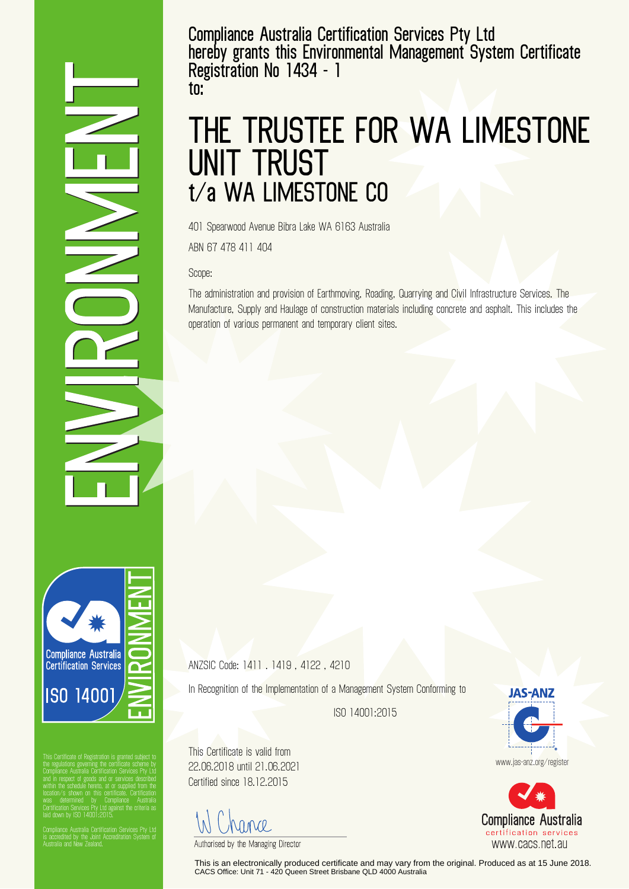ENVIRONMENT

Compliance Australia Certification Services Pty Ltd
hereby grants this Environmental Management System Certificate
Registration No 1434 - 1
to:

# THE TRUSTEE FOR WA LIMESTONE UNIT TRUST
## t/a WA LIMESTONE CO

401 Spearwood Avenue Bibra Lake WA 6163 Australia

ABN 67 478 411 404

Scope:

The administration and provision of Earthmoving, Roading, Quarrying and Civil Infrastructure Services. The Manufacture, Supply and Haulage of construction materials including concrete and asphalt. This includes the operation of various permanent and temporary client sites.

ANZSIC Code: 1411 , 1419 , 4122 , 4210

In Recognition of the Implementation of a Management System Conforming to

ISO 14001:2015

This Certificate is valid from
22.06.2018 until 21.06.2021
Certified since 18.12.2015

Authorised by the Managing Director

Compliance Australia Certification Services
ISO 14001
ENVIRONMENT

This Certificate of Registration is granted subject to the regulations governing the certificate scheme by Compliance Australia Certification Services Pty Ltd and in respect of goods and or services described within the schedule hereto, at or supplied from the location/s shown on this certificate. Certification was determined by Compliance Australia Certification Services Pty Ltd against the criteria as laid down by ISO 14001:2015.

Compliance Australia Certification Services Pty Ltd is accredited by the Joint Accreditation System of Australia and New Zealand.

JAS-ANZ
www.jas-anz.org/register

Compliance Australia
certification services
www.cacs.net.au

This is an electronically produced certificate and may vary from the original. Produced as at 15 June 2018.
CACS Office: Unit 71 - 420 Queen Street Brisbane QLD 4000 Australia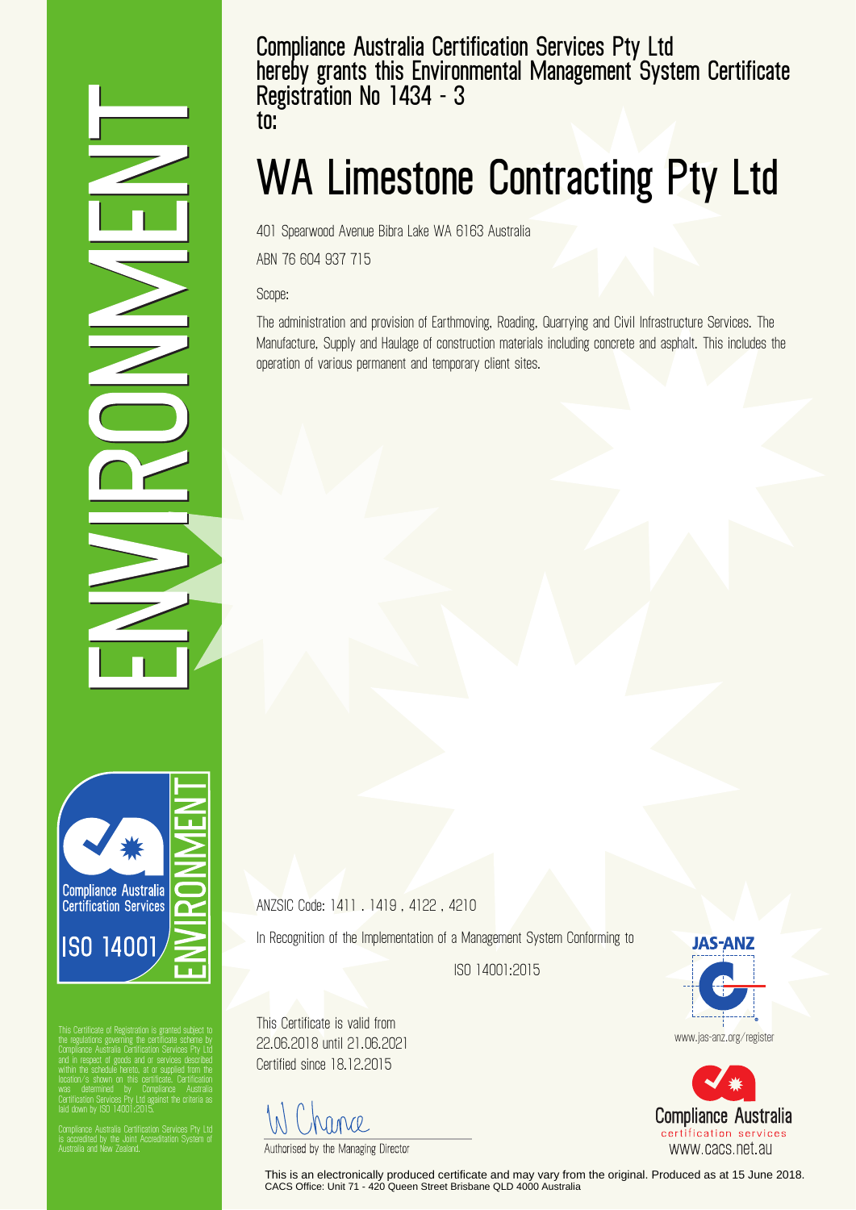ENVIRONMENT

Compliance Australia Certification Services Pty Ltd
hereby grants this Environmental Management System Certificate
Registration No 1434 - 3
to:

# WA Limestone Contracting Pty Ltd

401 Spearwood Avenue Bibra Lake WA 6163 Australia

ABN 76 604 937 715

Scope:

The administration and provision of Earthmoving, Roading, Quarrying and Civil Infrastructure Services. The Manufacture, Supply and Haulage of construction materials including concrete and asphalt. This includes the operation of various permanent and temporary client sites.

Compliance Australia Certification Services
ISO 14001
ENVIRONMENT

ANZSIC Code: 1411 . 1419 . 4122 . 4210

In Recognition of the Implementation of a Management System Conforming to

ISO 14001:2015

This Certificate is valid from
22.06.2018 until 21.06.2021
Certified since 18.12.2015

Authorised by the Managing Director

JAS-ANZ
www.jas-anz.org/register

Compliance Australia
certification services
www.cacs.net.au

This Certificate of Registration is granted subject to the regulations governing the certificate scheme by Compliance Australia Certification Services Pty Ltd and in respect of goods and or services described within the schedule hereto, at or supplied from the location/s shown on this certificate. Certification was determined by Compliance Australia Certification Services Pty Ltd against the criteria as laid down by ISO 14001:2015.

Compliance Australia Certification Services Pty Ltd is accredited by the Joint Accreditation System of Australia and New Zealand.

This is an electronically produced certificate and may vary from the original. Produced as at 15 June 2018.
CACS Office: Unit 71 - 420 Queen Street Brisbane QLD 4000 Australia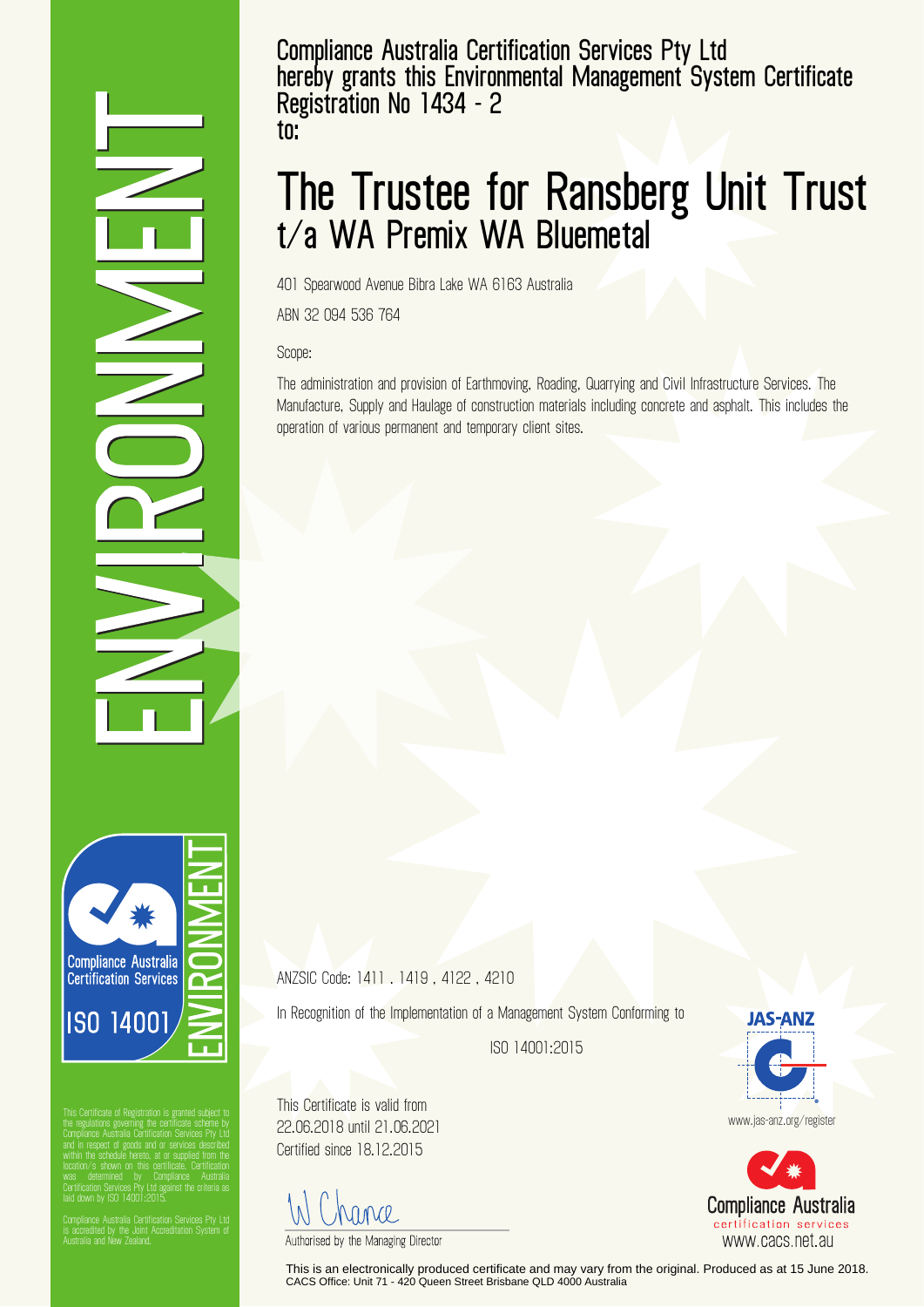ENVIRONMENT

Compliance Australia Certification Services Pty Ltd
hereby grants this Environmental Management System Certificate
Registration No 1434 - 2
to:

# The Trustee for Ransberg Unit Trust

## t/a WA Premix WA Bluemetal

401 Spearwood Avenue Bibra Lake WA 6163 Australia

ABN 32 094 536 764

Scope:

The administration and provision of Earthmoving, Roading, Quarrying and Civil Infrastructure Services. The Manufacture, Supply and Haulage of construction materials including concrete and asphalt. This includes the operation of various permanent and temporary client sites.

Compliance Australia Certification Services

ISO 14001

ENVIRONMENT

ANZSIC Code: 1411 . 1419 . 4122 . 4210

In Recognition of the Implementation of a Management System Conforming to

ISO 14001:2015

This Certificate is valid from
22.06.2018 until 21.06.2021
Certified since 18.12.2015

Authorised by the Managing Director

JAS-ANZ

www.jas-anz.org/register

Compliance Australia
certification services
www.cacs.net.au

This Certificate of Registration is granted subject to the regulations governing the certificate scheme by Compliance Australia Certification Services Pty Ltd and in respect of goods and or services described within the schedule hereto, at or supplied from the location/s shown on this certificate. Certification was determined by Compliance Australia Certification Services Pty Ltd against the criteria as laid down by ISO 14001:2015.

Compliance Australia Certification Services Pty Ltd is accredited by the Joint Accreditation System of Australia and New Zealand.

This is an electronically produced certificate and may vary from the original. Produced as at 15 June 2018.
CACS Office: Unit 71 - 420 Queen Street Brisbane QLD 4000 Australia